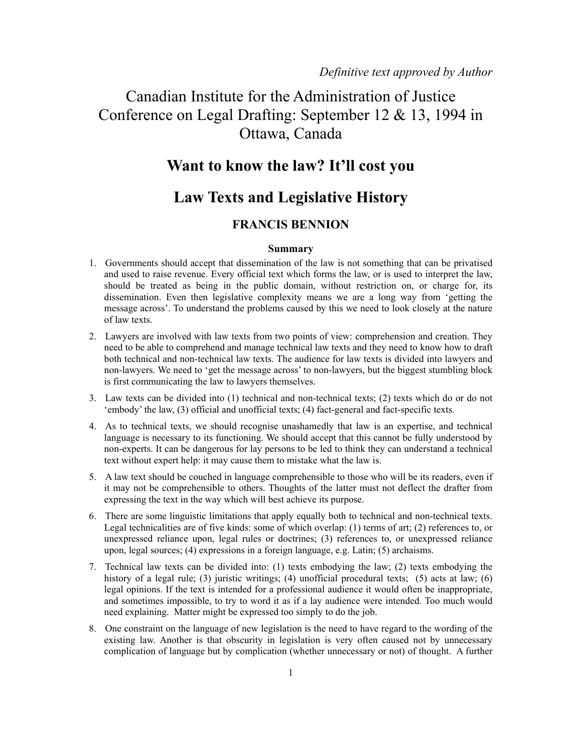*Definitive text approved by Author*

# Canadian Institute for the Administration of Justice Conference on Legal Drafting: September 12 & 13, 1994 in Ottawa, Canada

## Want to know the law? It'll cost you

## Law Texts and Legislative History

### FRANCIS BENNION

#### Summary

1. Governments should accept that dissemination of the law is not something that can be privatised and used to raise revenue. Every official text which forms the law, or is used to interpret the law, should be treated as being in the public domain, without restriction on, or charge for, its dissemination. Even then legislative complexity means we are a long way from 'getting the message across'. To understand the problems caused by this we need to look closely at the nature of law texts.

2. Lawyers are involved with law texts from two points of view: comprehension and creation. They need to be able to comprehend and manage technical law texts and they need to know how to draft both technical and non-technical law texts. The audience for law texts is divided into lawyers and non-lawyers. We need to 'get the message across' to non-lawyers, but the biggest stumbling block is first communicating the law to lawyers themselves.

3. Law texts can be divided into (1) technical and non-technical texts; (2) texts which do or do not 'embody' the law, (3) official and unofficial texts; (4) fact-general and fact-specific texts.

4. As to technical texts, we should recognise unashamedly that law is an expertise, and technical language is necessary to its functioning. We should accept that this cannot be fully understood by non-experts. It can be dangerous for lay persons to be led to think they can understand a technical text without expert help: it may cause them to mistake what the law is.

5. A law text should be couched in language comprehensible to those who will be its readers, even if it may not be comprehensible to others. Thoughts of the latter must not deflect the drafter from expressing the text in the way which will best achieve its purpose.

6. There are some linguistic limitations that apply equally both to technical and non-technical texts. Legal technicalities are of five kinds: some of which overlap: (1) terms of art; (2) references to, or unexpressed reliance upon, legal rules or doctrines; (3) references to, or unexpressed reliance upon, legal sources; (4) expressions in a foreign language, e.g. Latin; (5) archaisms.

7. Technical law texts can be divided into: (1) texts embodying the law; (2) texts embodying the history of a legal rule; (3) juristic writings; (4) unofficial procedural texts; (5) acts at law; (6) legal opinions. If the text is intended for a professional audience it would often be inappropriate, and sometimes impossible, to try to word it as if a lay audience were intended. Too much would need explaining. Matter might be expressed too simply to do the job.

8. One constraint on the language of new legislation is the need to have regard to the wording of the existing law. Another is that obscurity in legislation is very often caused not by unnecessary complication of language but by complication (whether unnecessary or not) of thought. A further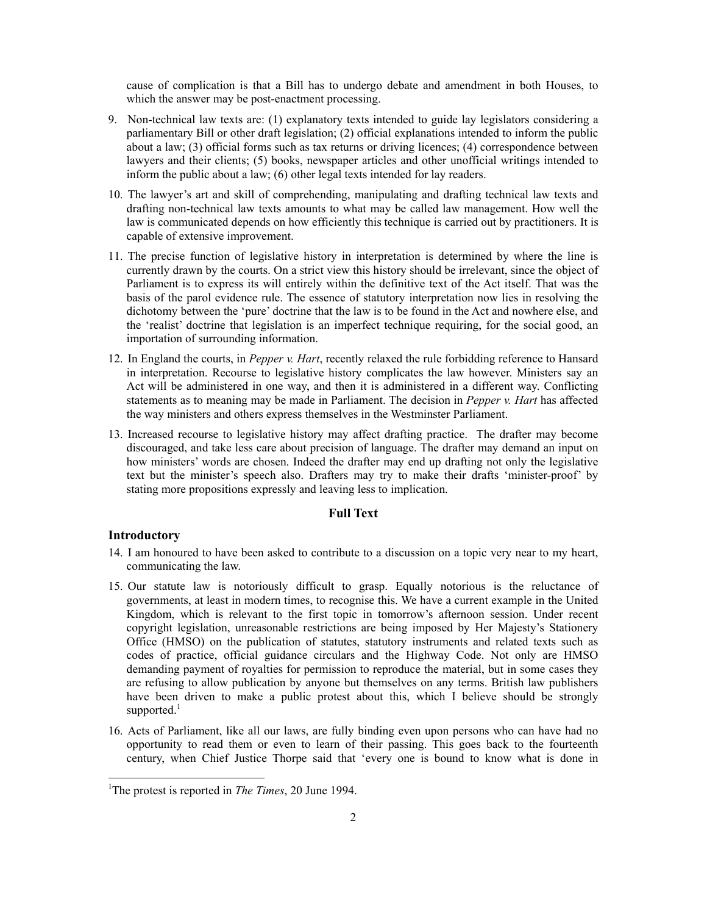cause of complication is that a Bill has to undergo debate and amendment in both Houses, to which the answer may be post-enactment processing.

9. Non-technical law texts are: (1) explanatory texts intended to guide lay legislators considering a parliamentary Bill or other draft legislation; (2) official explanations intended to inform the public about a law; (3) official forms such as tax returns or driving licences; (4) correspondence between lawyers and their clients; (5) books, newspaper articles and other unofficial writings intended to inform the public about a law; (6) other legal texts intended for lay readers.

10. The lawyer's art and skill of comprehending, manipulating and drafting technical law texts and drafting non-technical law texts amounts to what may be called law management. How well the law is communicated depends on how efficiently this technique is carried out by practitioners. It is capable of extensive improvement.

11. The precise function of legislative history in interpretation is determined by where the line is currently drawn by the courts. On a strict view this history should be irrelevant, since the object of Parliament is to express its will entirely within the definitive text of the Act itself. That was the basis of the parol evidence rule. The essence of statutory interpretation now lies in resolving the dichotomy between the 'pure' doctrine that the law is to be found in the Act and nowhere else, and the 'realist' doctrine that legislation is an imperfect technique requiring, for the social good, an importation of surrounding information.

12. In England the courts, in *Pepper v. Hart*, recently relaxed the rule forbidding reference to Hansard in interpretation. Recourse to legislative history complicates the law however. Ministers say an Act will be administered in one way, and then it is administered in a different way. Conflicting statements as to meaning may be made in Parliament. The decision in *Pepper v. Hart* has affected the way ministers and others express themselves in the Westminster Parliament.

13. Increased recourse to legislative history may affect drafting practice. The drafter may become discouraged, and take less care about precision of language. The drafter may demand an input on how ministers' words are chosen. Indeed the drafter may end up drafting not only the legislative text but the minister's speech also. Drafters may try to make their drafts 'minister-proof' by stating more propositions expressly and leaving less to implication.

## Full Text

### Introductory

14. I am honoured to have been asked to contribute to a discussion on a topic very near to my heart, communicating the law.

15. Our statute law is notoriously difficult to grasp. Equally notorious is the reluctance of governments, at least in modern times, to recognise this. We have a current example in the United Kingdom, which is relevant to the first topic in tomorrow's afternoon session. Under recent copyright legislation, unreasonable restrictions are being imposed by Her Majesty's Stationery Office (HMSO) on the publication of statutes, statutory instruments and related texts such as codes of practice, official guidance circulars and the Highway Code. Not only are HMSO demanding payment of royalties for permission to reproduce the material, but in some cases they are refusing to allow publication by anyone but themselves on any terms. British law publishers have been driven to make a public protest about this, which I believe should be strongly supported.[1]

16. Acts of Parliament, like all our laws, are fully binding even upon persons who can have had no opportunity to read them or even to learn of their passing. This goes back to the fourteenth century, when Chief Justice Thorpe said that 'every one is bound to know what is done in

[1] The protest is reported in *The Times*, 20 June 1994.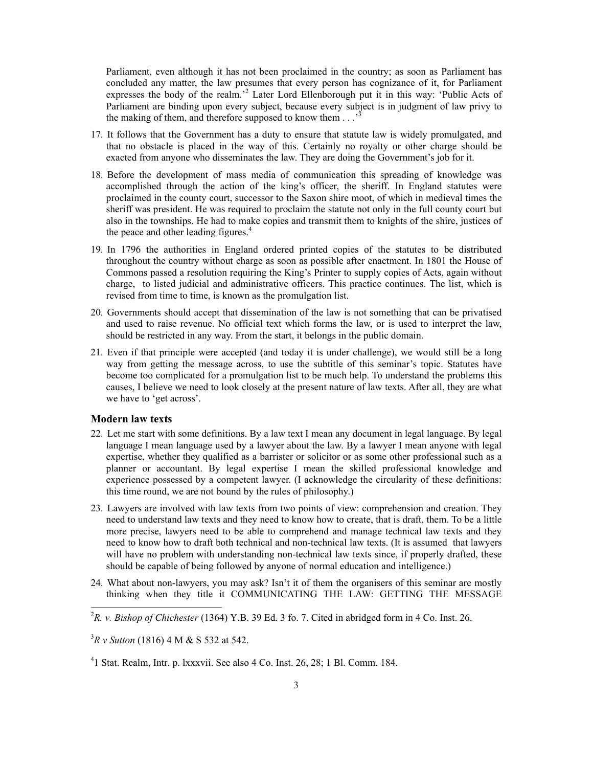Parliament, even although it has not been proclaimed in the country; as soon as Parliament has concluded any matter, the law presumes that every person has cognizance of it, for Parliament expresses the body of the realm.'[2] Later Lord Ellenborough put it in this way: 'Public Acts of Parliament are binding upon every subject, because every subject is in judgment of law privy to the making of them, and therefore supposed to know them . . .'[3]

17. It follows that the Government has a duty to ensure that statute law is widely promulgated, and that no obstacle is placed in the way of this. Certainly no royalty or other charge should be exacted from anyone who disseminates the law. They are doing the Government's job for it.

18. Before the development of mass media of communication this spreading of knowledge was accomplished through the action of the king's officer, the sheriff. In England statutes were proclaimed in the county court, successor to the Saxon shire moot, of which in medieval times the sheriff was president. He was required to proclaim the statute not only in the full county court but also in the townships. He had to make copies and transmit them to knights of the shire, justices of the peace and other leading figures.[4]

19. In 1796 the authorities in England ordered printed copies of the statutes to be distributed throughout the country without charge as soon as possible after enactment. In 1801 the House of Commons passed a resolution requiring the King's Printer to supply copies of Acts, again without charge, to listed judicial and administrative officers. This practice continues. The list, which is revised from time to time, is known as the promulgation list.

20. Governments should accept that dissemination of the law is not something that can be privatised and used to raise revenue. No official text which forms the law, or is used to interpret the law, should be restricted in any way. From the start, it belongs in the public domain.

21. Even if that principle were accepted (and today it is under challenge), we would still be a long way from getting the message across, to use the subtitle of this seminar's topic. Statutes have become too complicated for a promulgation list to be much help. To understand the problems this causes, I believe we need to look closely at the present nature of law texts. After all, they are what we have to 'get across'.

### Modern law texts

22. Let me start with some definitions. By a law text I mean any document in legal language. By legal language I mean language used by a lawyer about the law. By a lawyer I mean anyone with legal expertise, whether they qualified as a barrister or solicitor or as some other professional such as a planner or accountant. By legal expertise I mean the skilled professional knowledge and experience possessed by a competent lawyer. (I acknowledge the circularity of these definitions: this time round, we are not bound by the rules of philosophy.)

23. Lawyers are involved with law texts from two points of view: comprehension and creation. They need to understand law texts and they need to know how to create, that is draft, them. To be a little more precise, lawyers need to be able to comprehend and manage technical law texts and they need to know how to draft both technical and non-technical law texts. (It is assumed that lawyers will have no problem with understanding non-technical law texts since, if properly drafted, these should be capable of being followed by anyone of normal education and intelligence.)

24. What about non-lawyers, you may ask? Isn't it of them the organisers of this seminar are mostly thinking when they title it COMMUNICATING THE LAW: GETTING THE MESSAGE

---

[2] *R. v. Bishop of Chichester* (1364) Y.B. 39 Ed. 3 fo. 7. Cited in abridged form in 4 Co. Inst. 26.

[3] *R v Sutton* (1816) 4 M & S 532 at 542.

[4] 1 Stat. Realm, Intr. p. lxxxvii. See also 4 Co. Inst. 26, 28; 1 Bl. Comm. 184.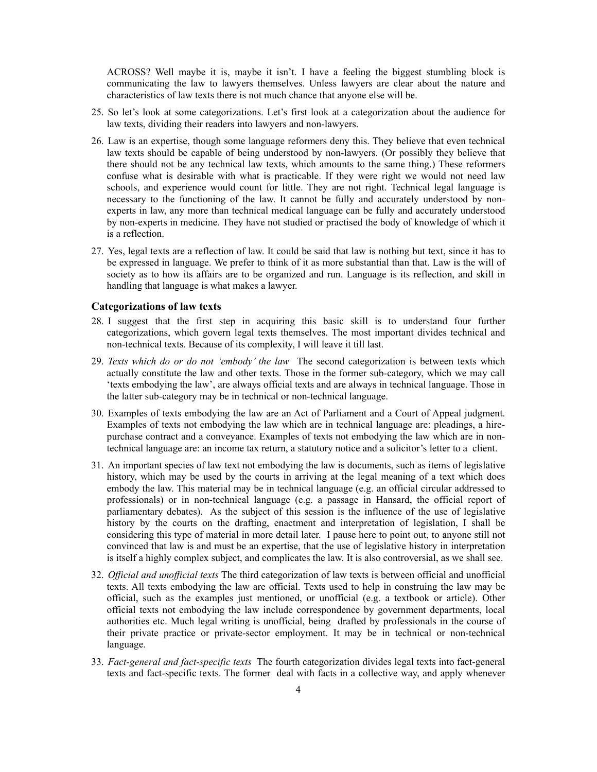ACROSS? Well maybe it is, maybe it isn't. I have a feeling the biggest stumbling block is communicating the law to lawyers themselves. Unless lawyers are clear about the nature and characteristics of law texts there is not much chance that anyone else will be.

25. So let's look at some categorizations. Let's first look at a categorization about the audience for law texts, dividing their readers into lawyers and non-lawyers.

26. Law is an expertise, though some language reformers deny this. They believe that even technical law texts should be capable of being understood by non-lawyers. (Or possibly they believe that there should not be any technical law texts, which amounts to the same thing.) These reformers confuse what is desirable with what is practicable. If they were right we would not need law schools, and experience would count for little. They are not right. Technical legal language is necessary to the functioning of the law. It cannot be fully and accurately understood by non-experts in law, any more than technical medical language can be fully and accurately understood by non-experts in medicine. They have not studied or practised the body of knowledge of which it is a reflection.

27. Yes, legal texts are a reflection of law. It could be said that law is nothing but text, since it has to be expressed in language. We prefer to think of it as more substantial than that. Law is the will of society as to how its affairs are to be organized and run. Language is its reflection, and skill in handling that language is what makes a lawyer.

### Categorizations of law texts

28. I suggest that the first step in acquiring this basic skill is to understand four further categorizations, which govern legal texts themselves. The most important divides technical and non-technical texts. Because of its complexity, I will leave it till last.

29. *Texts which do or do not 'embody' the law* The second categorization is between texts which actually constitute the law and other texts. Those in the former sub-category, which we may call 'texts embodying the law', are always official texts and are always in technical language. Those in the latter sub-category may be in technical or non-technical language.

30. Examples of texts embodying the law are an Act of Parliament and a Court of Appeal judgment. Examples of texts not embodying the law which are in technical language are: pleadings, a hire-purchase contract and a conveyance. Examples of texts not embodying the law which are in non-technical language are: an income tax return, a statutory notice and a solicitor's letter to a client.

31. An important species of law text not embodying the law is documents, such as items of legislative history, which may be used by the courts in arriving at the legal meaning of a text which does embody the law. This material may be in technical language (e.g. an official circular addressed to professionals) or in non-technical language (e.g. a passage in Hansard, the official report of parliamentary debates). As the subject of this session is the influence of the use of legislative history by the courts on the drafting, enactment and interpretation of legislation, I shall be considering this type of material in more detail later. I pause here to point out, to anyone still not convinced that law is and must be an expertise, that the use of legislative history in interpretation is itself a highly complex subject, and complicates the law. It is also controversial, as we shall see.

32. *Official and unofficial texts* The third categorization of law texts is between official and unofficial texts. All texts embodying the law are official. Texts used to help in construing the law may be official, such as the examples just mentioned, or unofficial (e.g. a textbook or article). Other official texts not embodying the law include correspondence by government departments, local authorities etc. Much legal writing is unofficial, being drafted by professionals in the course of their private practice or private-sector employment. It may be in technical or non-technical language.

33. *Fact-general and fact-specific texts* The fourth categorization divides legal texts into fact-general texts and fact-specific texts. The former deal with facts in a collective way, and apply whenever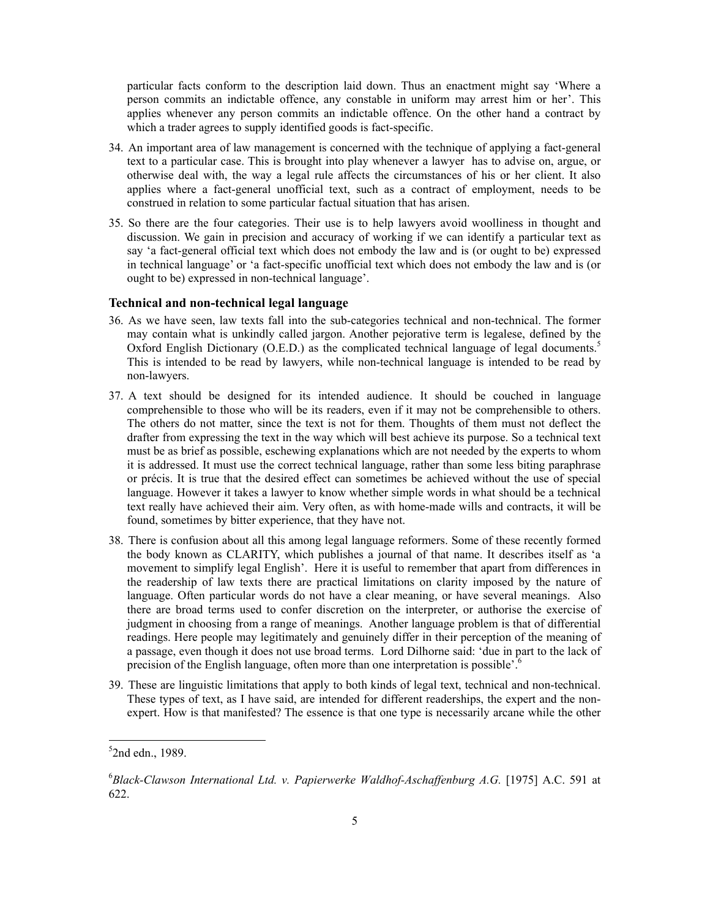particular facts conform to the description laid down. Thus an enactment might say 'Where a person commits an indictable offence, any constable in uniform may arrest him or her'. This applies whenever any person commits an indictable offence. On the other hand a contract by which a trader agrees to supply identified goods is fact-specific.

34. An important area of law management is concerned with the technique of applying a fact-general text to a particular case. This is brought into play whenever a lawyer has to advise on, argue, or otherwise deal with, the way a legal rule affects the circumstances of his or her client. It also applies where a fact-general unofficial text, such as a contract of employment, needs to be construed in relation to some particular factual situation that has arisen.

35. So there are the four categories. Their use is to help lawyers avoid woolliness in thought and discussion. We gain in precision and accuracy of working if we can identify a particular text as say 'a fact-general official text which does not embody the law and is (or ought to be) expressed in technical language' or 'a fact-specific unofficial text which does not embody the law and is (or ought to be) expressed in non-technical language'.

### Technical and non-technical legal language

36. As we have seen, law texts fall into the sub-categories technical and non-technical. The former may contain what is unkindly called jargon. Another pejorative term is legalese, defined by the Oxford English Dictionary (O.E.D.) as the complicated technical language of legal documents.[5] This is intended to be read by lawyers, while non-technical language is intended to be read by non-lawyers.

37. A text should be designed for its intended audience. It should be couched in language comprehensible to those who will be its readers, even if it may not be comprehensible to others. The others do not matter, since the text is not for them. Thoughts of them must not deflect the drafter from expressing the text in the way which will best achieve its purpose. So a technical text must be as brief as possible, eschewing explanations which are not needed by the experts to whom it is addressed. It must use the correct technical language, rather than some less biting paraphrase or précis. It is true that the desired effect can sometimes be achieved without the use of special language. However it takes a lawyer to know whether simple words in what should be a technical text really have achieved their aim. Very often, as with home-made wills and contracts, it will be found, sometimes by bitter experience, that they have not.

38. There is confusion about all this among legal language reformers. Some of these recently formed the body known as CLARITY, which publishes a journal of that name. It describes itself as 'a movement to simplify legal English'. Here it is useful to remember that apart from differences in the readership of law texts there are practical limitations on clarity imposed by the nature of language. Often particular words do not have a clear meaning, or have several meanings. Also there are broad terms used to confer discretion on the interpreter, or authorise the exercise of judgment in choosing from a range of meanings. Another language problem is that of differential readings. Here people may legitimately and genuinely differ in their perception of the meaning of a passage, even though it does not use broad terms. Lord Dilhorne said: 'due in part to the lack of precision of the English language, often more than one interpretation is possible'.[6]

39. These are linguistic limitations that apply to both kinds of legal text, technical and non-technical. These types of text, as I have said, are intended for different readerships, the expert and the non-expert. How is that manifested? The essence is that one type is necessarily arcane while the other

---

[5] 2nd edn., 1989.

[6] *Black-Clawson International Ltd. v. Papierwerke Waldhof-Aschaffenburg A.G.* [1975] A.C. 591 at 622.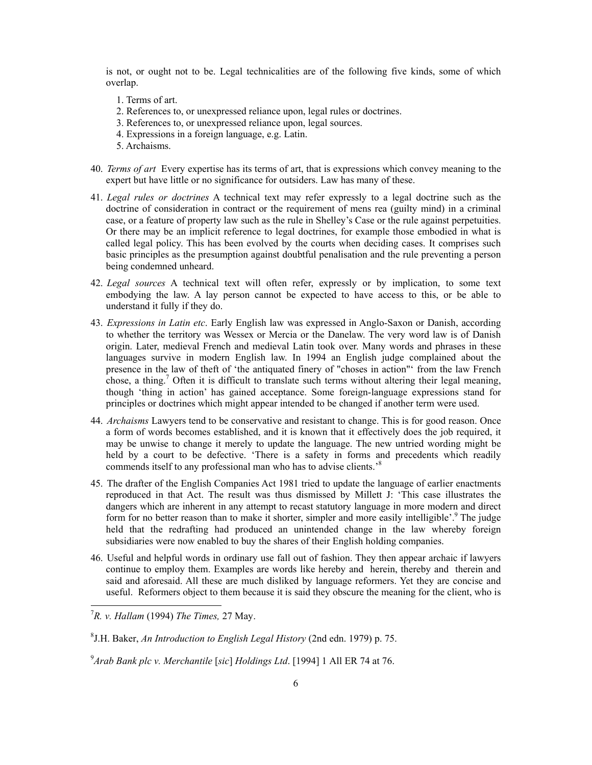is not, or ought not to be. Legal technicalities are of the following five kinds, some of which overlap.

1. Terms of art.
2. References to, or unexpressed reliance upon, legal rules or doctrines.
3. References to, or unexpressed reliance upon, legal sources.
4. Expressions in a foreign language, e.g. Latin.
5. Archaisms.

40. *Terms of art* Every expertise has its terms of art, that is expressions which convey meaning to the expert but have little or no significance for outsiders. Law has many of these.

41. *Legal rules or doctrines* A technical text may refer expressly to a legal doctrine such as the doctrine of consideration in contract or the requirement of mens rea (guilty mind) in a criminal case, or a feature of property law such as the rule in Shelley's Case or the rule against perpetuities. Or there may be an implicit reference to legal doctrines, for example those embodied in what is called legal policy. This has been evolved by the courts when deciding cases. It comprises such basic principles as the presumption against doubtful penalisation and the rule preventing a person being condemned unheard.

42. *Legal sources* A technical text will often refer, expressly or by implication, to some text embodying the law. A lay person cannot be expected to have access to this, or be able to understand it fully if they do.

43. *Expressions in Latin etc*. Early English law was expressed in Anglo-Saxon or Danish, according to whether the territory was Wessex or Mercia or the Danelaw. The very word law is of Danish origin. Later, medieval French and medieval Latin took over. Many words and phrases in these languages survive in modern English law. In 1994 an English judge complained about the presence in the law of theft of 'the antiquated finery of "choses in action"' from the law French chose, a thing.[7] Often it is difficult to translate such terms without altering their legal meaning, though 'thing in action' has gained acceptance. Some foreign-language expressions stand for principles or doctrines which might appear intended to be changed if another term were used.

44. *Archaisms* Lawyers tend to be conservative and resistant to change. This is for good reason. Once a form of words becomes established, and it is known that it effectively does the job required, it may be unwise to change it merely to update the language. The new untried wording might be held by a court to be defective. 'There is a safety in forms and precedents which readily commends itself to any professional man who has to advise clients.'[8]

45. The drafter of the English Companies Act 1981 tried to update the language of earlier enactments reproduced in that Act. The result was thus dismissed by Millett J: 'This case illustrates the dangers which are inherent in any attempt to recast statutory language in more modern and direct form for no better reason than to make it shorter, simpler and more easily intelligible'.[9] The judge held that the redrafting had produced an unintended change in the law whereby foreign subsidiaries were now enabled to buy the shares of their English holding companies.

46. Useful and helpful words in ordinary use fall out of fashion. They then appear archaic if lawyers continue to employ them. Examples are words like hereby and herein, thereby and therein and said and aforesaid. All these are much disliked by language reformers. Yet they are concise and useful. Reformers object to them because it is said they obscure the meaning for the client, who is

---

[7] *R. v. Hallam* (1994) *The Times,* 27 May.

[8] J.H. Baker, *An Introduction to English Legal History* (2nd edn. 1979) p. 75.

[9] *Arab Bank plc v. Merchantile* [*sic*] *Holdings Ltd*. [1994] 1 All ER 74 at 76.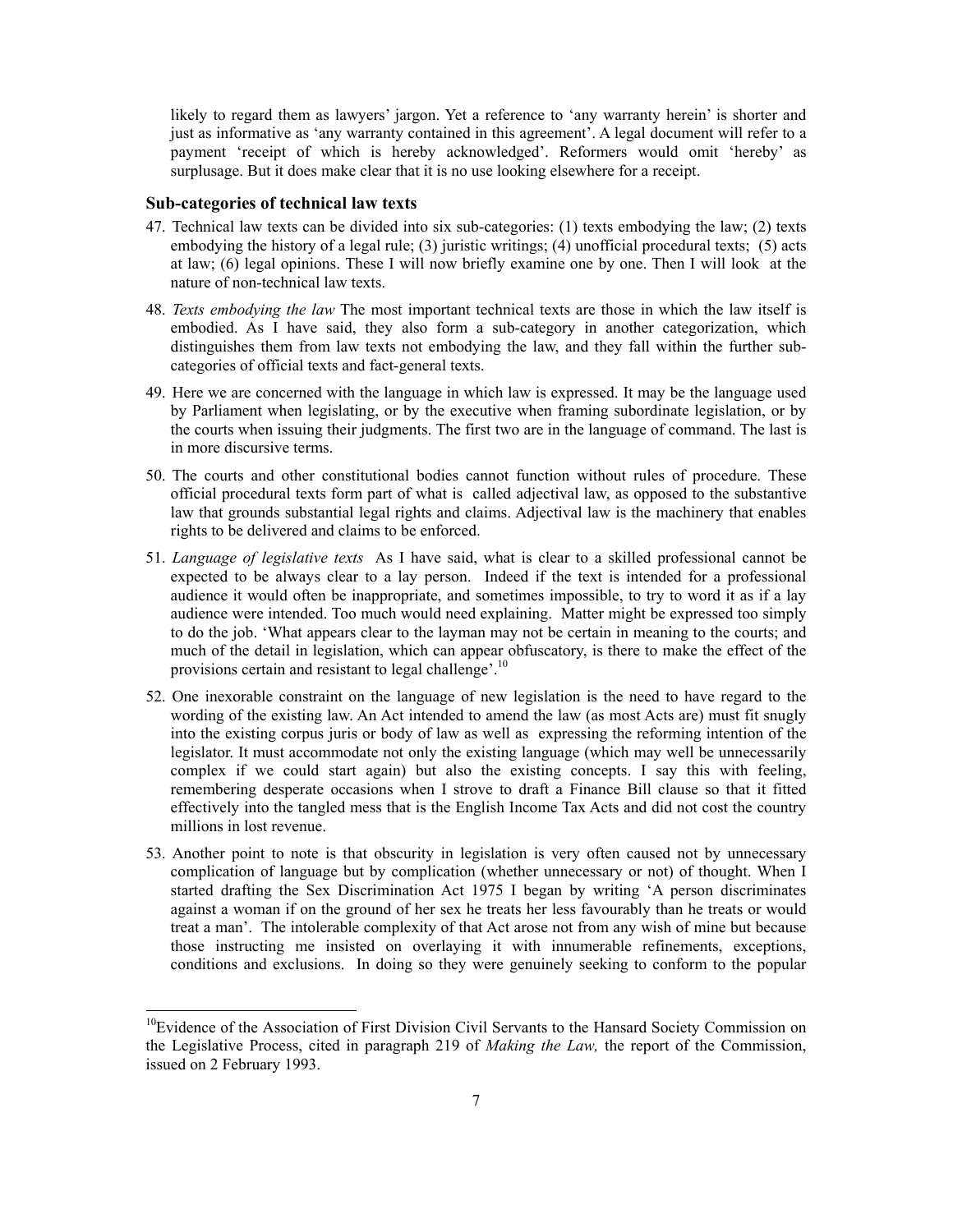likely to regard them as lawyers' jargon. Yet a reference to 'any warranty herein' is shorter and just as informative as 'any warranty contained in this agreement'. A legal document will refer to a payment 'receipt of which is hereby acknowledged'. Reformers would omit 'hereby' as surplusage. But it does make clear that it is no use looking elsewhere for a receipt.

### Sub-categories of technical law texts

47. Technical law texts can be divided into six sub-categories: (1) texts embodying the law; (2) texts embodying the history of a legal rule; (3) juristic writings; (4) unofficial procedural texts; (5) acts at law; (6) legal opinions. These I will now briefly examine one by one. Then I will look at the nature of non-technical law texts.

48. *Texts embodying the law* The most important technical texts are those in which the law itself is embodied. As I have said, they also form a sub-category in another categorization, which distinguishes them from law texts not embodying the law, and they fall within the further sub-categories of official texts and fact-general texts.

49. Here we are concerned with the language in which law is expressed. It may be the language used by Parliament when legislating, or by the executive when framing subordinate legislation, or by the courts when issuing their judgments. The first two are in the language of command. The last is in more discursive terms.

50. The courts and other constitutional bodies cannot function without rules of procedure. These official procedural texts form part of what is called adjectival law, as opposed to the substantive law that grounds substantial legal rights and claims. Adjectival law is the machinery that enables rights to be delivered and claims to be enforced.

51. *Language of legislative texts* As I have said, what is clear to a skilled professional cannot be expected to be always clear to a lay person. Indeed if the text is intended for a professional audience it would often be inappropriate, and sometimes impossible, to try to word it as if a lay audience were intended. Too much would need explaining. Matter might be expressed too simply to do the job. 'What appears clear to the layman may not be certain in meaning to the courts; and much of the detail in legislation, which can appear obfuscatory, is there to make the effect of the provisions certain and resistant to legal challenge'.[10]

52. One inexorable constraint on the language of new legislation is the need to have regard to the wording of the existing law. An Act intended to amend the law (as most Acts are) must fit snugly into the existing corpus juris or body of law as well as expressing the reforming intention of the legislator. It must accommodate not only the existing language (which may well be unnecessarily complex if we could start again) but also the existing concepts. I say this with feeling, remembering desperate occasions when I strove to draft a Finance Bill clause so that it fitted effectively into the tangled mess that is the English Income Tax Acts and did not cost the country millions in lost revenue.

53. Another point to note is that obscurity in legislation is very often caused not by unnecessary complication of language but by complication (whether unnecessary or not) of thought. When I started drafting the Sex Discrimination Act 1975 I began by writing 'A person discriminates against a woman if on the ground of her sex he treats her less favourably than he treats or would treat a man'. The intolerable complexity of that Act arose not from any wish of mine but because those instructing me insisted on overlaying it with innumerable refinements, exceptions, conditions and exclusions. In doing so they were genuinely seeking to conform to the popular

---

[10] Evidence of the Association of First Division Civil Servants to the Hansard Society Commission on the Legislative Process, cited in paragraph 219 of *Making the Law,* the report of the Commission, issued on 2 February 1993.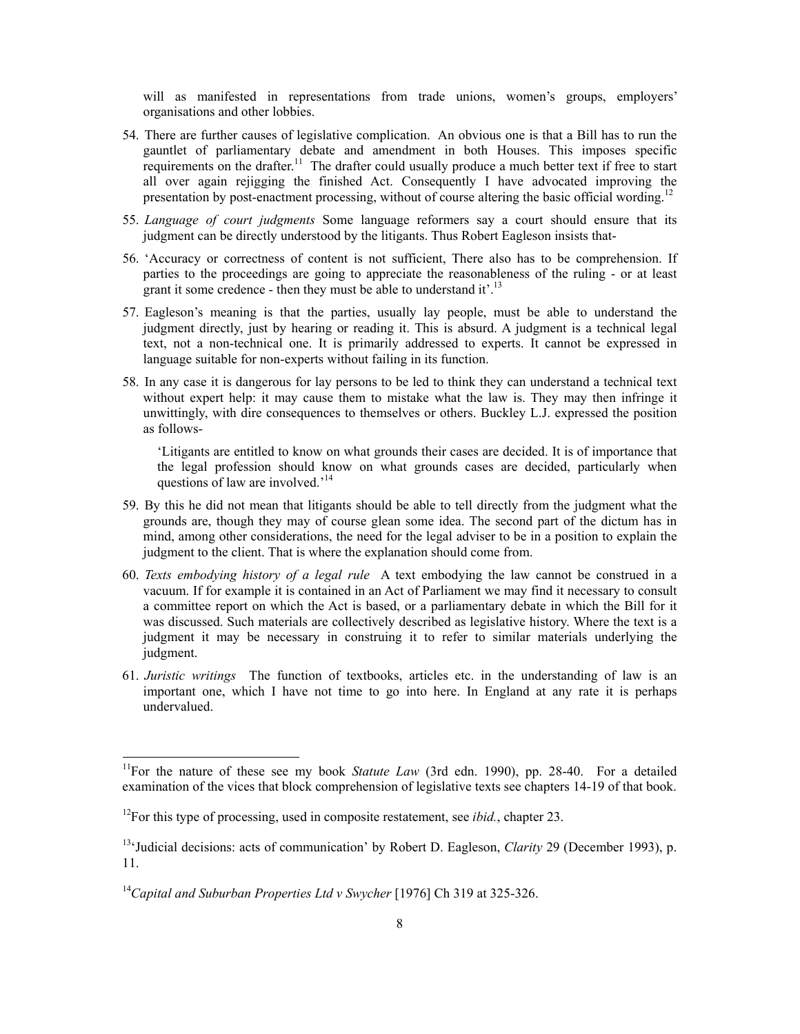will as manifested in representations from trade unions, women's groups, employers' organisations and other lobbies.

54. There are further causes of legislative complication. An obvious one is that a Bill has to run the gauntlet of parliamentary debate and amendment in both Houses. This imposes specific requirements on the drafter.[11] The drafter could usually produce a much better text if free to start all over again rejigging the finished Act. Consequently I have advocated improving the presentation by post-enactment processing, without of course altering the basic official wording.[12]

55. *Language of court judgments* Some language reformers say a court should ensure that its judgment can be directly understood by the litigants. Thus Robert Eagleson insists that-

56. 'Accuracy or correctness of content is not sufficient, There also has to be comprehension. If parties to the proceedings are going to appreciate the reasonableness of the ruling - or at least grant it some credence - then they must be able to understand it'.[13]

57. Eagleson's meaning is that the parties, usually lay people, must be able to understand the judgment directly, just by hearing or reading it. This is absurd. A judgment is a technical legal text, not a non-technical one. It is primarily addressed to experts. It cannot be expressed in language suitable for non-experts without failing in its function.

58. In any case it is dangerous for lay persons to be led to think they can understand a technical text without expert help: it may cause them to mistake what the law is. They may then infringe it unwittingly, with dire consequences to themselves or others. Buckley L.J. expressed the position as follows-

> 'Litigants are entitled to know on what grounds their cases are decided. It is of importance that the legal profession should know on what grounds cases are decided, particularly when questions of law are involved.'[14]

59. By this he did not mean that litigants should be able to tell directly from the judgment what the grounds are, though they may of course glean some idea. The second part of the dictum has in mind, among other considerations, the need for the legal adviser to be in a position to explain the judgment to the client. That is where the explanation should come from.

60. *Texts embodying history of a legal rule* A text embodying the law cannot be construed in a vacuum. If for example it is contained in an Act of Parliament we may find it necessary to consult a committee report on which the Act is based, or a parliamentary debate in which the Bill for it was discussed. Such materials are collectively described as legislative history. Where the text is a judgment it may be necessary in construing it to refer to similar materials underlying the judgment.

61. *Juristic writings* The function of textbooks, articles etc. in the understanding of law is an important one, which I have not time to go into here. In England at any rate it is perhaps undervalued.

---

[11] For the nature of these see my book *Statute Law* (3rd edn. 1990), pp. 28-40. For a detailed examination of the vices that block comprehension of legislative texts see chapters 14-19 of that book.

[12] For this type of processing, used in composite restatement, see *ibid.*, chapter 23.

[13] 'Judicial decisions: acts of communication' by Robert D. Eagleson, *Clarity* 29 (December 1993), p. 11.

[14] *Capital and Suburban Properties Ltd v Swycher* [1976] Ch 319 at 325-326.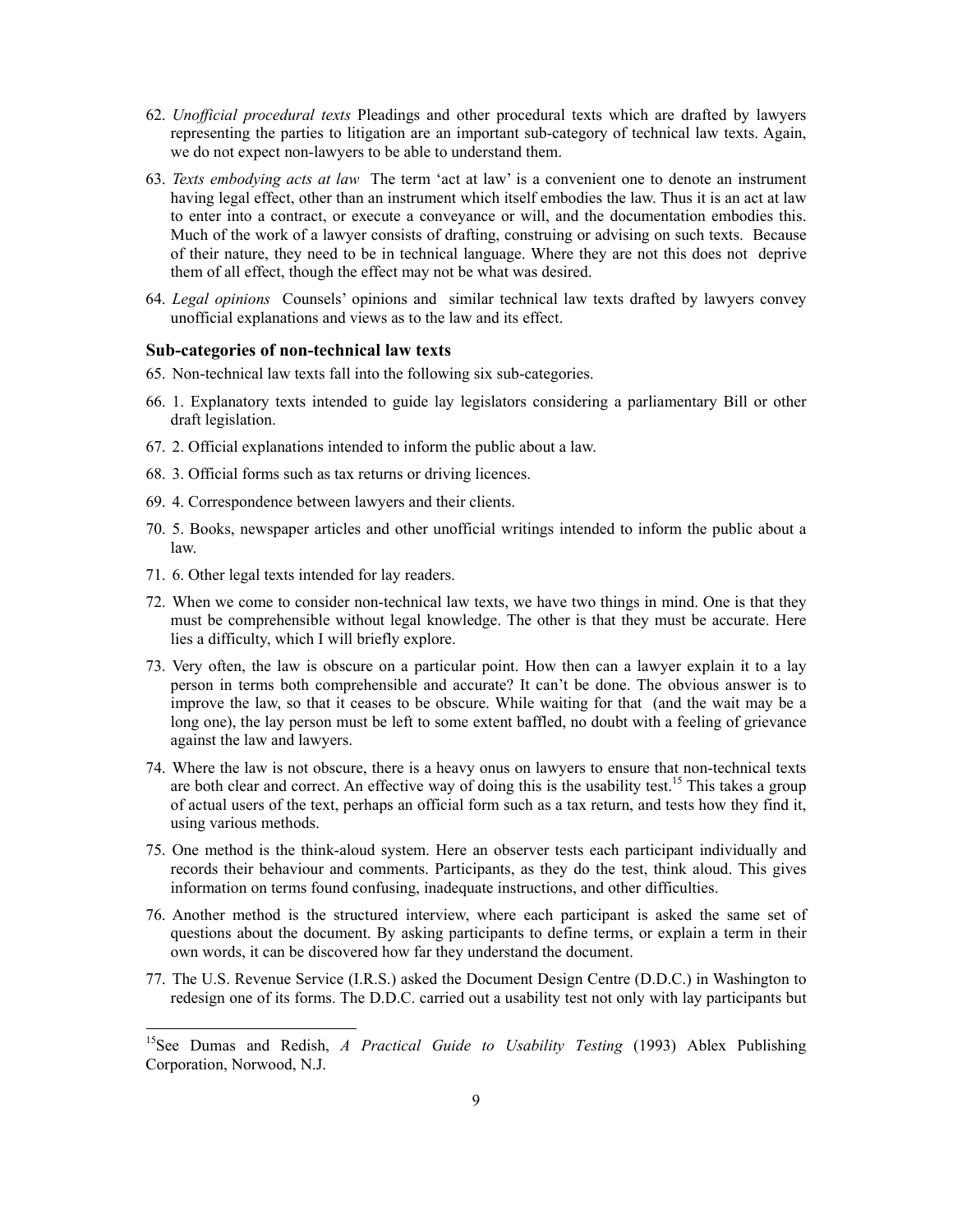62. *Unofficial procedural texts* Pleadings and other procedural texts which are drafted by lawyers representing the parties to litigation are an important sub-category of technical law texts. Again, we do not expect non-lawyers to be able to understand them.

63. *Texts embodying acts at law* The term 'act at law' is a convenient one to denote an instrument having legal effect, other than an instrument which itself embodies the law. Thus it is an act at law to enter into a contract, or execute a conveyance or will, and the documentation embodies this. Much of the work of a lawyer consists of drafting, construing or advising on such texts. Because of their nature, they need to be in technical language. Where they are not this does not deprive them of all effect, though the effect may not be what was desired.

64. *Legal opinions* Counsels' opinions and similar technical law texts drafted by lawyers convey unofficial explanations and views as to the law and its effect.

### Sub-categories of non-technical law texts

65. Non-technical law texts fall into the following six sub-categories.

66. 1. Explanatory texts intended to guide lay legislators considering a parliamentary Bill or other draft legislation.

67. 2. Official explanations intended to inform the public about a law.

68. 3. Official forms such as tax returns or driving licences.

69. 4. Correspondence between lawyers and their clients.

70. 5. Books, newspaper articles and other unofficial writings intended to inform the public about a law.

71. 6. Other legal texts intended for lay readers.

72. When we come to consider non-technical law texts, we have two things in mind. One is that they must be comprehensible without legal knowledge. The other is that they must be accurate. Here lies a difficulty, which I will briefly explore.

73. Very often, the law is obscure on a particular point. How then can a lawyer explain it to a lay person in terms both comprehensible and accurate? It can't be done. The obvious answer is to improve the law, so that it ceases to be obscure. While waiting for that (and the wait may be a long one), the lay person must be left to some extent baffled, no doubt with a feeling of grievance against the law and lawyers.

74. Where the law is not obscure, there is a heavy onus on lawyers to ensure that non-technical texts are both clear and correct. An effective way of doing this is the usability test.[15] This takes a group of actual users of the text, perhaps an official form such as a tax return, and tests how they find it, using various methods.

75. One method is the think-aloud system. Here an observer tests each participant individually and records their behaviour and comments. Participants, as they do the test, think aloud. This gives information on terms found confusing, inadequate instructions, and other difficulties.

76. Another method is the structured interview, where each participant is asked the same set of questions about the document. By asking participants to define terms, or explain a term in their own words, it can be discovered how far they understand the document.

77. The U.S. Revenue Service (I.R.S.) asked the Document Design Centre (D.D.C.) in Washington to redesign one of its forms. The D.D.C. carried out a usability test not only with lay participants but

---

[15] See Dumas and Redish, *A Practical Guide to Usability Testing* (1993) Ablex Publishing Corporation, Norwood, N.J.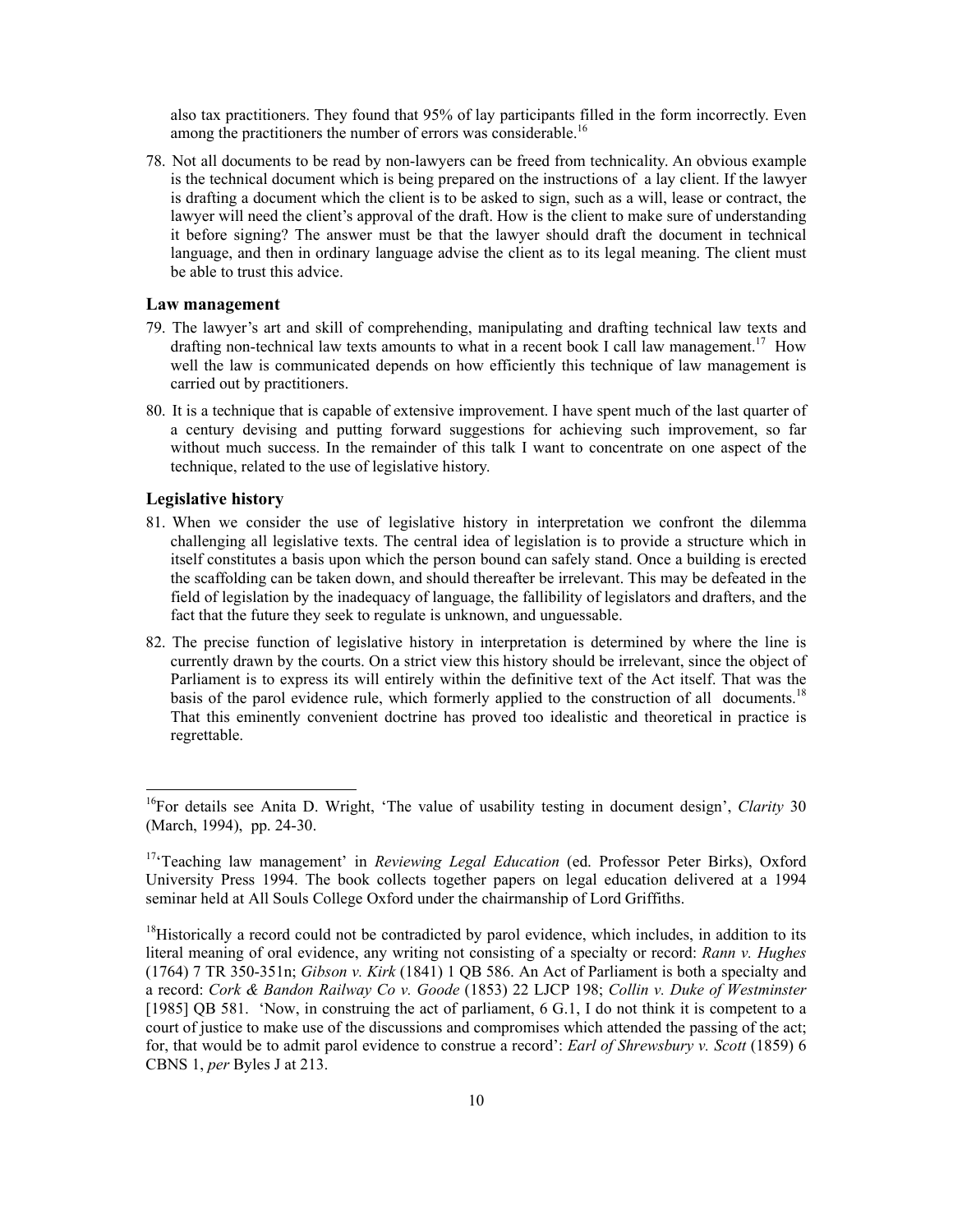also tax practitioners. They found that 95% of lay participants filled in the form incorrectly. Even among the practitioners the number of errors was considerable.[16]

78. Not all documents to be read by non-lawyers can be freed from technicality. An obvious example is the technical document which is being prepared on the instructions of a lay client. If the lawyer is drafting a document which the client is to be asked to sign, such as a will, lease or contract, the lawyer will need the client's approval of the draft. How is the client to make sure of understanding it before signing? The answer must be that the lawyer should draft the document in technical language, and then in ordinary language advise the client as to its legal meaning. The client must be able to trust this advice.

### Law management

79. The lawyer's art and skill of comprehending, manipulating and drafting technical law texts and drafting non-technical law texts amounts to what in a recent book I call law management.[17] How well the law is communicated depends on how efficiently this technique of law management is carried out by practitioners.

80. It is a technique that is capable of extensive improvement. I have spent much of the last quarter of a century devising and putting forward suggestions for achieving such improvement, so far without much success. In the remainder of this talk I want to concentrate on one aspect of the technique, related to the use of legislative history.

### Legislative history

81. When we consider the use of legislative history in interpretation we confront the dilemma challenging all legislative texts. The central idea of legislation is to provide a structure which in itself constitutes a basis upon which the person bound can safely stand. Once a building is erected the scaffolding can be taken down, and should thereafter be irrelevant. This may be defeated in the field of legislation by the inadequacy of language, the fallibility of legislators and drafters, and the fact that the future they seek to regulate is unknown, and unguessable.

82. The precise function of legislative history in interpretation is determined by where the line is currently drawn by the courts. On a strict view this history should be irrelevant, since the object of Parliament is to express its will entirely within the definitive text of the Act itself. That was the basis of the parol evidence rule, which formerly applied to the construction of all documents.[18] That this eminently convenient doctrine has proved too idealistic and theoretical in practice is regrettable.

---

[16] For details see Anita D. Wright, 'The value of usability testing in document design', *Clarity* 30 (March, 1994), pp. 24-30.

[17] 'Teaching law management' in *Reviewing Legal Education* (ed. Professor Peter Birks), Oxford University Press 1994. The book collects together papers on legal education delivered at a 1994 seminar held at All Souls College Oxford under the chairmanship of Lord Griffiths.

[18] Historically a record could not be contradicted by parol evidence, which includes, in addition to its literal meaning of oral evidence, any writing not consisting of a specialty or record: *Rann v. Hughes* (1764) 7 TR 350-351n; *Gibson v. Kirk* (1841) 1 QB 586. An Act of Parliament is both a specialty and a record: *Cork & Bandon Railway Co v. Goode* (1853) 22 LJCP 198; *Collin v. Duke of Westminster* [1985] QB 581. 'Now, in construing the act of parliament, 6 G.1, I do not think it is competent to a court of justice to make use of the discussions and compromises which attended the passing of the act; for, that would be to admit parol evidence to construe a record': *Earl of Shrewsbury v. Scott* (1859) 6 CBNS 1, *per* Byles J at 213.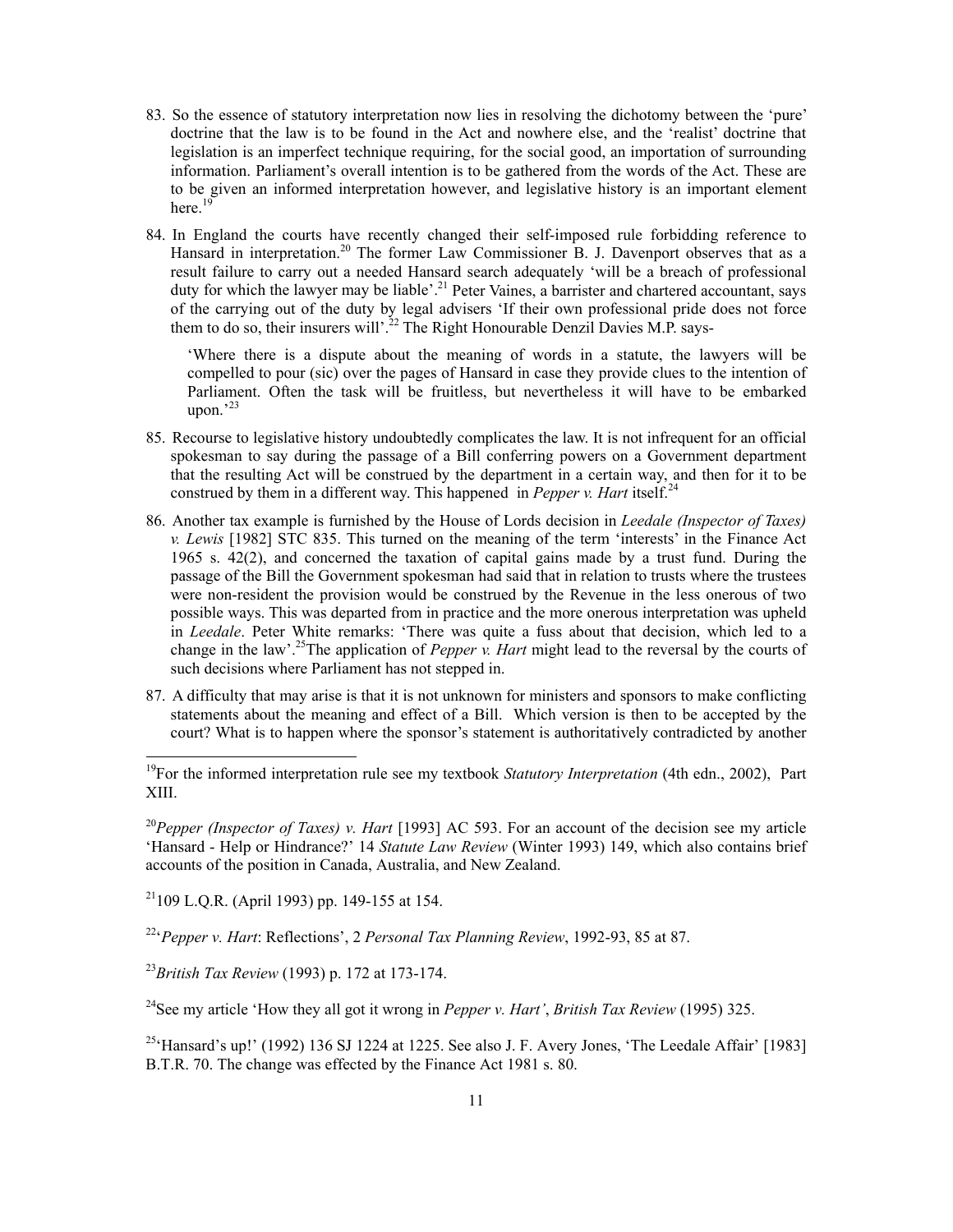83. So the essence of statutory interpretation now lies in resolving the dichotomy between the 'pure' doctrine that the law is to be found in the Act and nowhere else, and the 'realist' doctrine that legislation is an imperfect technique requiring, for the social good, an importation of surrounding information. Parliament's overall intention is to be gathered from the words of the Act. These are to be given an informed interpretation however, and legislative history is an important element here.[19]

84. In England the courts have recently changed their self-imposed rule forbidding reference to Hansard in interpretation.[20] The former Law Commissioner B. J. Davenport observes that as a result failure to carry out a needed Hansard search adequately 'will be a breach of professional duty for which the lawyer may be liable'.[21] Peter Vaines, a barrister and chartered accountant, says of the carrying out of the duty by legal advisers 'If their own professional pride does not force them to do so, their insurers will'.[22] The Right Honourable Denzil Davies M.P. says-

    'Where there is a dispute about the meaning of words in a statute, the lawyers will be compelled to pour (sic) over the pages of Hansard in case they provide clues to the intention of Parliament. Often the task will be fruitless, but nevertheless it will have to be embarked upon.'[23]

85. Recourse to legislative history undoubtedly complicates the law. It is not infrequent for an official spokesman to say during the passage of a Bill conferring powers on a Government department that the resulting Act will be construed by the department in a certain way, and then for it to be construed by them in a different way. This happened in *Pepper v. Hart* itself.[24]

86. Another tax example is furnished by the House of Lords decision in *Leedale (Inspector of Taxes) v. Lewis* [1982] STC 835. This turned on the meaning of the term 'interests' in the Finance Act 1965 s. 42(2), and concerned the taxation of capital gains made by a trust fund. During the passage of the Bill the Government spokesman had said that in relation to trusts where the trustees were non-resident the provision would be construed by the Revenue in the less onerous of two possible ways. This was departed from in practice and the more onerous interpretation was upheld in *Leedale*. Peter White remarks: 'There was quite a fuss about that decision, which led to a change in the law'.[25] The application of *Pepper v. Hart* might lead to the reversal by the courts of such decisions where Parliament has not stepped in.

87. A difficulty that may arise is that it is not unknown for ministers and sponsors to make conflicting statements about the meaning and effect of a Bill. Which version is then to be accepted by the court? What is to happen where the sponsor's statement is authoritatively contradicted by another

---

[19] For the informed interpretation rule see my textbook *Statutory Interpretation* (4th edn., 2002), Part XIII.

[20] *Pepper (Inspector of Taxes) v. Hart* [1993] AC 593. For an account of the decision see my article 'Hansard - Help or Hindrance?' 14 *Statute Law Review* (Winter 1993) 149, which also contains brief accounts of the position in Canada, Australia, and New Zealand.

[21] 109 L.Q.R. (April 1993) pp. 149-155 at 154.

[22] '*Pepper v. Hart*: Reflections', 2 *Personal Tax Planning Review*, 1992-93, 85 at 87.

[23] *British Tax Review* (1993) p. 172 at 173-174.

[24] See my article 'How they all got it wrong in *Pepper v. Hart*', *British Tax Review* (1995) 325.

[25] 'Hansard's up!' (1992) 136 SJ 1224 at 1225. See also J. F. Avery Jones, 'The Leedale Affair' [1983] B.T.R. 70. The change was effected by the Finance Act 1981 s. 80.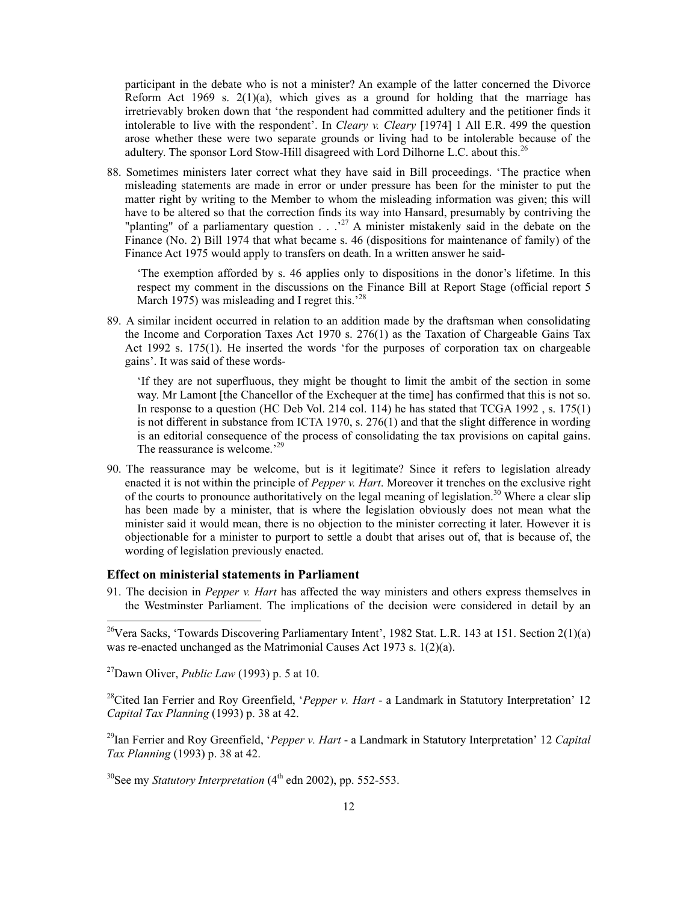participant in the debate who is not a minister? An example of the latter concerned the Divorce Reform Act 1969 s. 2(1)(a), which gives as a ground for holding that the marriage has irretrievably broken down that 'the respondent had committed adultery and the petitioner finds it intolerable to live with the respondent'. In *Cleary v. Cleary* [1974] 1 All E.R. 499 the question arose whether these were two separate grounds or living had to be intolerable because of the adultery. The sponsor Lord Stow-Hill disagreed with Lord Dilhorne L.C. about this.[26]

88. Sometimes ministers later correct what they have said in Bill proceedings. 'The practice when misleading statements are made in error or under pressure has been for the minister to put the matter right by writing to the Member to whom the misleading information was given; this will have to be altered so that the correction finds its way into Hansard, presumably by contriving the "planting" of a parliamentary question . . .'[27] A minister mistakenly said in the debate on the Finance (No. 2) Bill 1974 that what became s. 46 (dispositions for maintenance of family) of the Finance Act 1975 would apply to transfers on death. In a written answer he said-

> 'The exemption afforded by s. 46 applies only to dispositions in the donor's lifetime. In this respect my comment in the discussions on the Finance Bill at Report Stage (official report 5 March 1975) was misleading and I regret this.'[28]

89. A similar incident occurred in relation to an addition made by the draftsman when consolidating the Income and Corporation Taxes Act 1970 s. 276(1) as the Taxation of Chargeable Gains Tax Act 1992 s. 175(1). He inserted the words 'for the purposes of corporation tax on chargeable gains'. It was said of these words-

> 'If they are not superfluous, they might be thought to limit the ambit of the section in some way. Mr Lamont [the Chancellor of the Exchequer at the time] has confirmed that this is not so. In response to a question (HC Deb Vol. 214 col. 114) he has stated that TCGA 1992 , s. 175(1) is not different in substance from ICTA 1970, s. 276(1) and that the slight difference in wording is an editorial consequence of the process of consolidating the tax provisions on capital gains. The reassurance is welcome.'[29]

90. The reassurance may be welcome, but is it legitimate? Since it refers to legislation already enacted it is not within the principle of *Pepper v. Hart*. Moreover it trenches on the exclusive right of the courts to pronounce authoritatively on the legal meaning of legislation.[30] Where a clear slip has been made by a minister, that is where the legislation obviously does not mean what the minister said it would mean, there is no objection to the minister correcting it later. However it is objectionable for a minister to purport to settle a doubt that arises out of, that is because of, the wording of legislation previously enacted.

### Effect on ministerial statements in Parliament

91. The decision in *Pepper v. Hart* has affected the way ministers and others express themselves in the Westminster Parliament. The implications of the decision were considered in detail by an

---

[26] Vera Sacks, 'Towards Discovering Parliamentary Intent', 1982 Stat. L.R. 143 at 151. Section 2(1)(a) was re-enacted unchanged as the Matrimonial Causes Act 1973 s. 1(2)(a).

[27] Dawn Oliver, *Public Law* (1993) p. 5 at 10.

[28] Cited Ian Ferrier and Roy Greenfield, '*Pepper v. Hart* - a Landmark in Statutory Interpretation' 12 *Capital Tax Planning* (1993) p. 38 at 42.

[29] Ian Ferrier and Roy Greenfield, '*Pepper v. Hart* - a Landmark in Statutory Interpretation' 12 *Capital Tax Planning* (1993) p. 38 at 42.

[30] See my *Statutory Interpretation* (4th edn 2002), pp. 552-553.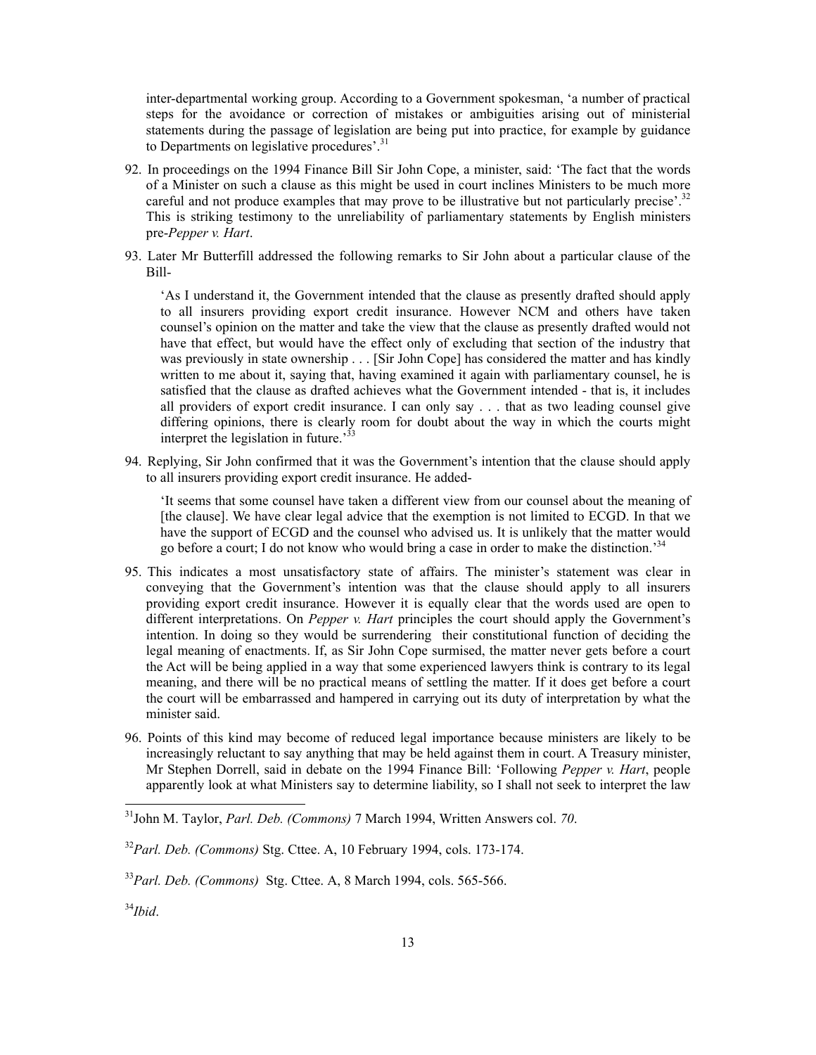inter-departmental working group. According to a Government spokesman, 'a number of practical steps for the avoidance or correction of mistakes or ambiguities arising out of ministerial statements during the passage of legislation are being put into practice, for example by guidance to Departments on legislative procedures'.[31]

92. In proceedings on the 1994 Finance Bill Sir John Cope, a minister, said: 'The fact that the words of a Minister on such a clause as this might be used in court inclines Ministers to be much more careful and not produce examples that may prove to be illustrative but not particularly precise'.[32] This is striking testimony to the unreliability of parliamentary statements by English ministers pre-*Pepper v. Hart*.

93. Later Mr Butterfill addressed the following remarks to Sir John about a particular clause of the Bill-

   'As I understand it, the Government intended that the clause as presently drafted should apply to all insurers providing export credit insurance. However NCM and others have taken counsel's opinion on the matter and take the view that the clause as presently drafted would not have that effect, but would have the effect only of excluding that section of the industry that was previously in state ownership . . . [Sir John Cope] has considered the matter and has kindly written to me about it, saying that, having examined it again with parliamentary counsel, he is satisfied that the clause as drafted achieves what the Government intended - that is, it includes all providers of export credit insurance. I can only say . . . that as two leading counsel give differing opinions, there is clearly room for doubt about the way in which the courts might interpret the legislation in future.'[33]

94. Replying, Sir John confirmed that it was the Government's intention that the clause should apply to all insurers providing export credit insurance. He added-

   'It seems that some counsel have taken a different view from our counsel about the meaning of [the clause]. We have clear legal advice that the exemption is not limited to ECGD. In that we have the support of ECGD and the counsel who advised us. It is unlikely that the matter would go before a court; I do not know who would bring a case in order to make the distinction.'[34]

95. This indicates a most unsatisfactory state of affairs. The minister's statement was clear in conveying that the Government's intention was that the clause should apply to all insurers providing export credit insurance. However it is equally clear that the words used are open to different interpretations. On *Pepper v. Hart* principles the court should apply the Government's intention. In doing so they would be surrendering their constitutional function of deciding the legal meaning of enactments. If, as Sir John Cope surmised, the matter never gets before a court the Act will be being applied in a way that some experienced lawyers think is contrary to its legal meaning, and there will be no practical means of settling the matter. If it does get before a court the court will be embarrassed and hampered in carrying out its duty of interpretation by what the minister said.

96. Points of this kind may become of reduced legal importance because ministers are likely to be increasingly reluctant to say anything that may be held against them in court. A Treasury minister, Mr Stephen Dorrell, said in debate on the 1994 Finance Bill: 'Following *Pepper v. Hart*, people apparently look at what Ministers say to determine liability, so I shall not seek to interpret the law

---

[31] John M. Taylor, *Parl. Deb. (Commons)* 7 March 1994, Written Answers col. *70*.

[32] *Parl. Deb. (Commons)* Stg. Cttee. A, 10 February 1994, cols. 173-174.

[33] *Parl. Deb. (Commons)* Stg. Cttee. A, 8 March 1994, cols. 565-566.

[34] *Ibid*.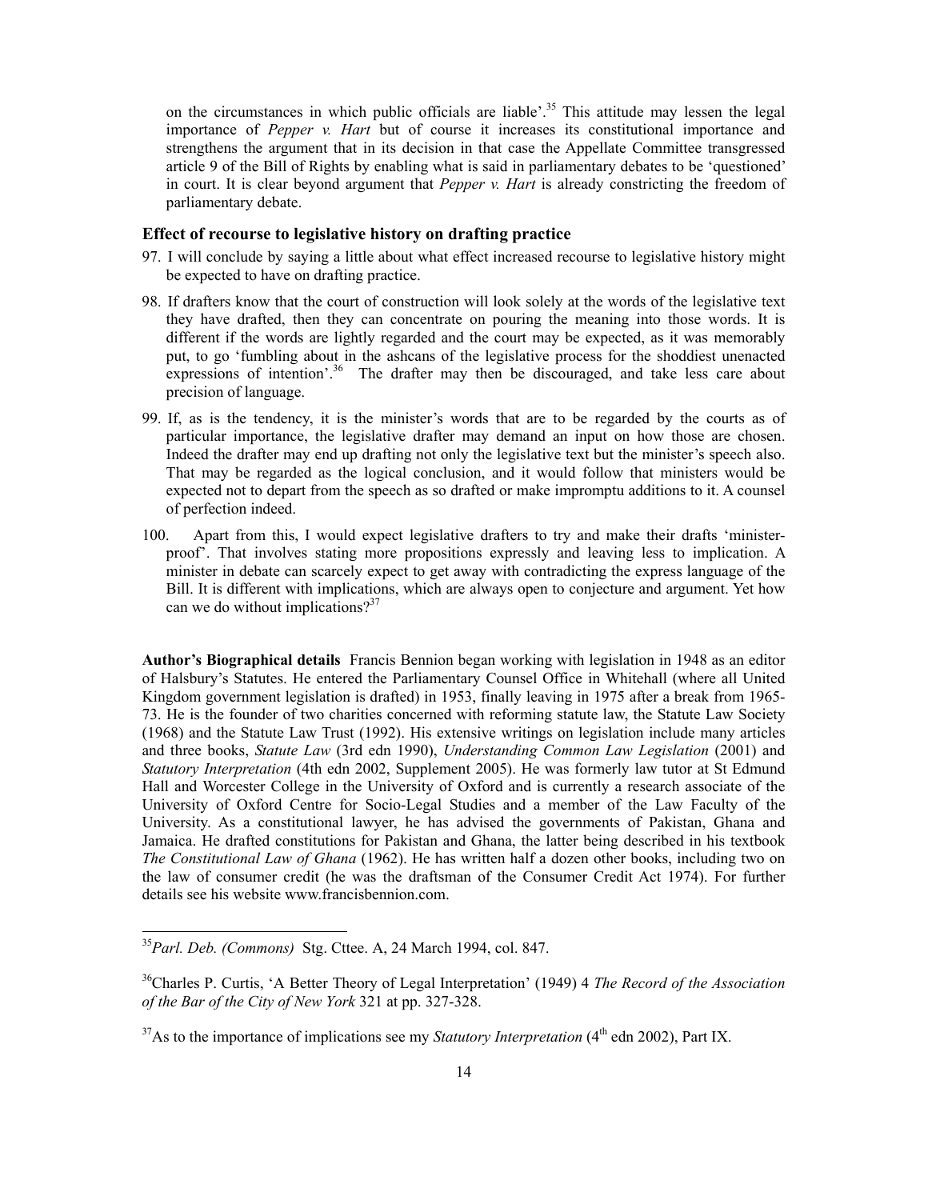on the circumstances in which public officials are liable'.[35] This attitude may lessen the legal importance of *Pepper v. Hart* but of course it increases its constitutional importance and strengthens the argument that in its decision in that case the Appellate Committee transgressed article 9 of the Bill of Rights by enabling what is said in parliamentary debates to be 'questioned' in court. It is clear beyond argument that *Pepper v. Hart* is already constricting the freedom of parliamentary debate.

### Effect of recourse to legislative history on drafting practice

97. I will conclude by saying a little about what effect increased recourse to legislative history might be expected to have on drafting practice.

98. If drafters know that the court of construction will look solely at the words of the legislative text they have drafted, then they can concentrate on pouring the meaning into those words. It is different if the words are lightly regarded and the court may be expected, as it was memorably put, to go 'fumbling about in the ashcans of the legislative process for the shoddiest unenacted expressions of intention'.[36] The drafter may then be discouraged, and take less care about precision of language.

99. If, as is the tendency, it is the minister's words that are to be regarded by the courts as of particular importance, the legislative drafter may demand an input on how those are chosen. Indeed the drafter may end up drafting not only the legislative text but the minister's speech also. That may be regarded as the logical conclusion, and it would follow that ministers would be expected not to depart from the speech as so drafted or make impromptu additions to it. A counsel of perfection indeed.

100. Apart from this, I would expect legislative drafters to try and make their drafts 'minister-proof'. That involves stating more propositions expressly and leaving less to implication. A minister in debate can scarcely expect to get away with contradicting the express language of the Bill. It is different with implications, which are always open to conjecture and argument. Yet how can we do without implications?[37]

**Author's Biographical details** Francis Bennion began working with legislation in 1948 as an editor of Halsbury's Statutes. He entered the Parliamentary Counsel Office in Whitehall (where all United Kingdom government legislation is drafted) in 1953, finally leaving in 1975 after a break from 1965-73. He is the founder of two charities concerned with reforming statute law, the Statute Law Society (1968) and the Statute Law Trust (1992). His extensive writings on legislation include many articles and three books, *Statute Law* (3rd edn 1990), *Understanding Common Law Legislation* (2001) and *Statutory Interpretation* (4th edn 2002, Supplement 2005). He was formerly law tutor at St Edmund Hall and Worcester College in the University of Oxford and is currently a research associate of the University of Oxford Centre for Socio-Legal Studies and a member of the Law Faculty of the University. As a constitutional lawyer, he has advised the governments of Pakistan, Ghana and Jamaica. He drafted constitutions for Pakistan and Ghana, the latter being described in his textbook *The Constitutional Law of Ghana* (1962). He has written half a dozen other books, including two on the law of consumer credit (he was the draftsman of the Consumer Credit Act 1974). For further details see his website www.francisbennion.com.

---

[35] *Parl. Deb. (Commons)* Stg. Cttee. A, 24 March 1994, col. 847.

[36] Charles P. Curtis, 'A Better Theory of Legal Interpretation' (1949) 4 *The Record of the Association of the Bar of the City of New York* 321 at pp. 327-328.

[37] As to the importance of implications see my *Statutory Interpretation* (4th edn 2002), Part IX.